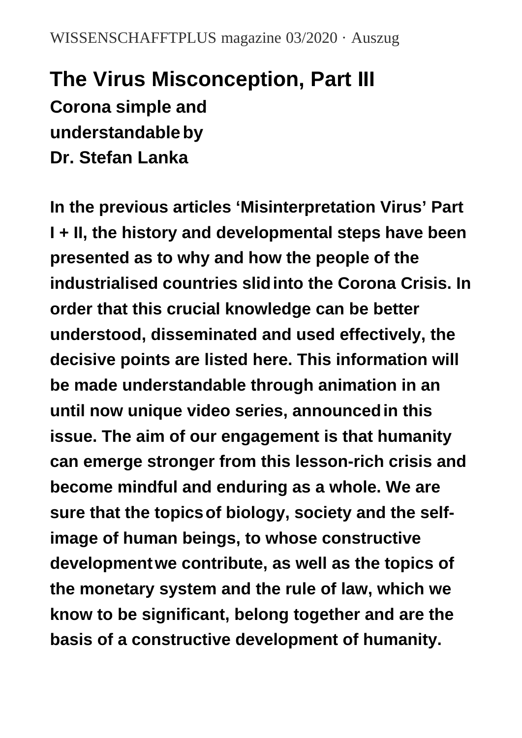WISSENSCHAFFTPLUS magazine 03/2020 · Auszug

# The Virus Misconception, Part III

## Corona simple and understandable by Dr. Stefan Lanka

**In the previous articles 'Misinterpretation Virus' Part I + II, the history and developmental steps have been presented as to why and how the people of the industrialised countries slid into the Corona Crisis. In order that this crucial knowledge can be better understood, disseminated and used effectively, the decisive points are listed here. This information will be made understandable through animation in an until now unique video series, announced in this issue. The aim of our engagement is that humanity can emerge stronger from this lesson-rich crisis and become mindful and enduring as a whole. We are sure that the topics of biology, society and the self-image of human beings, to whose constructive development we contribute, as well as the topics of the monetary system and the rule of law, which we know to be significant, belong together and are the basis of a constructive development of humanity.**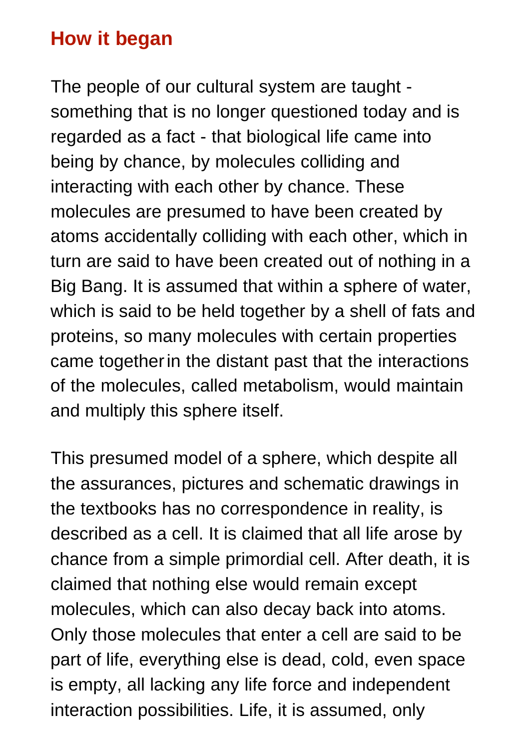## How it began

The people of our cultural system are taught - something that is no longer questioned today and is regarded as a fact - that biological life came into being by chance, by molecules colliding and interacting with each other by chance. These molecules are presumed to have been created by atoms accidentally colliding with each other, which in turn are said to have been created out of nothing in a Big Bang. It is assumed that within a sphere of water, which is said to be held together by a shell of fats and proteins, so many molecules with certain properties came together in the distant past that the interactions of the molecules, called metabolism, would maintain and multiply this sphere itself.

This presumed model of a sphere, which despite all the assurances, pictures and schematic drawings in the textbooks has no correspondence in reality, is described as a cell. It is claimed that all life arose by chance from a simple primordial cell. After death, it is claimed that nothing else would remain except molecules, which can also decay back into atoms. Only those molecules that enter a cell are said to be part of life, everything else is dead, cold, even space is empty, all lacking any life force and independent interaction possibilities. Life, it is assumed, only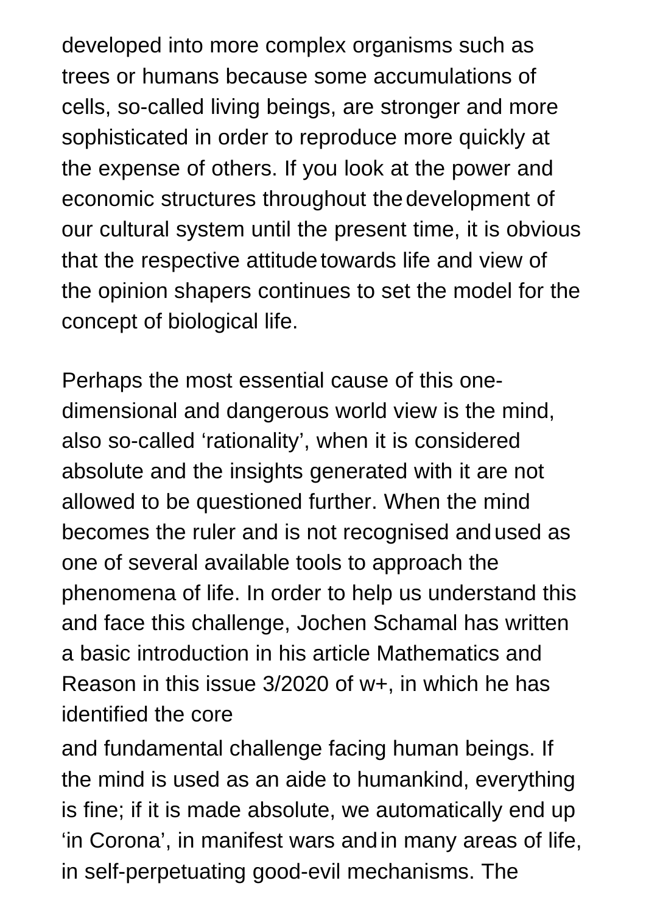developed into more complex organisms such as trees or humans because some accumulations of cells, so-called living beings, are stronger and more sophisticated in order to reproduce more quickly at the expense of others. If you look at the power and economic structures throughout the development of our cultural system until the present time, it is obvious that the respective attitude towards life and view of the opinion shapers continues to set the model for the concept of biological life.

Perhaps the most essential cause of this one-dimensional and dangerous world view is the mind, also so-called 'rationality', when it is considered absolute and the insights generated with it are not allowed to be questioned further. When the mind becomes the ruler and is not recognised and used as one of several available tools to approach the phenomena of life. In order to help us understand this and face this challenge, Jochen Schamal has written a basic introduction in his article Mathematics and Reason in this issue 3/2020 of w+, in which he has identified the core and fundamental challenge facing human beings. If the mind is used as an aide to humankind, everything is fine; if it is made absolute, we automatically end up 'in Corona', in manifest wars and in many areas of life, in self-perpetuating good-evil mechanisms. The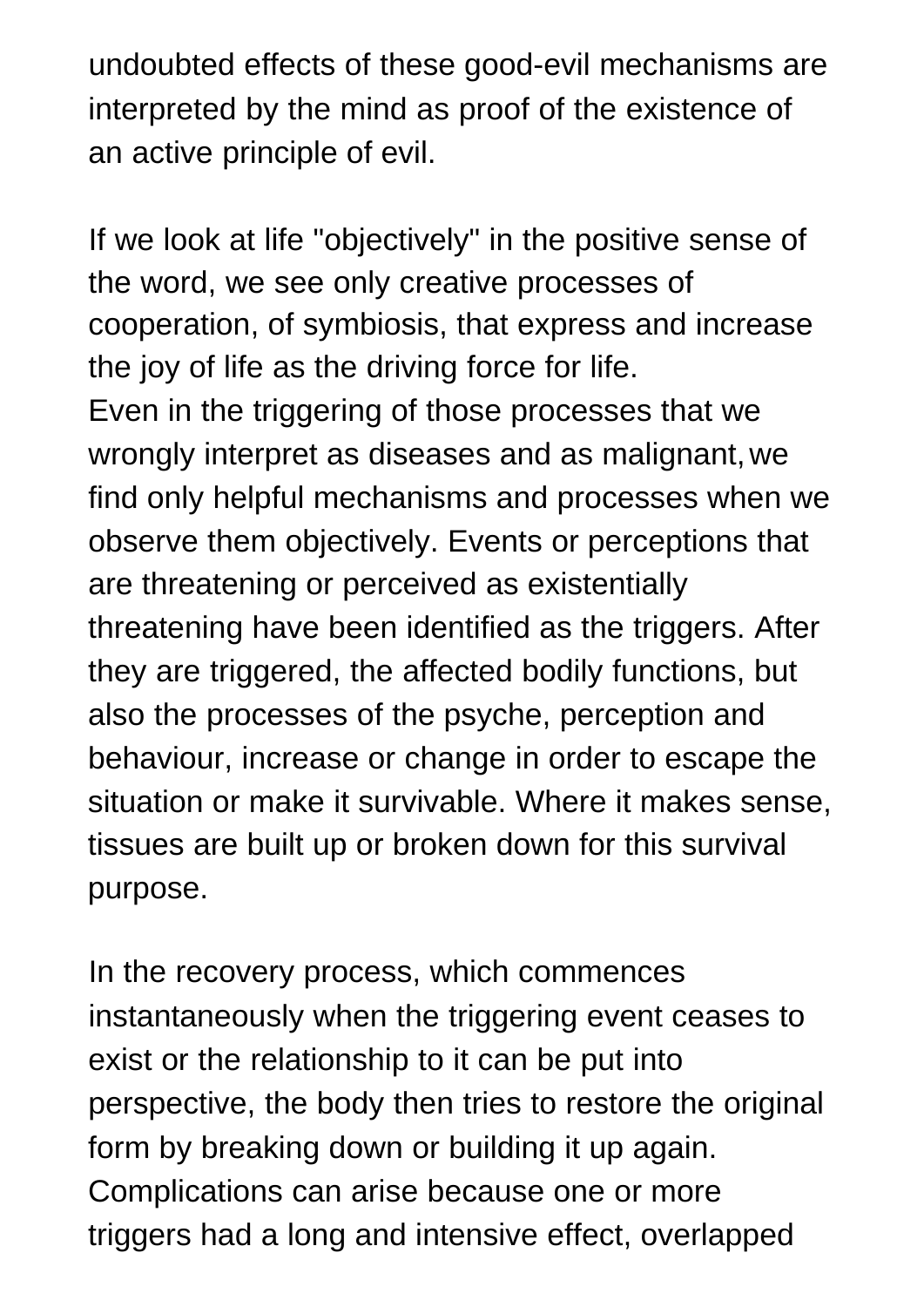undoubted effects of these good-evil mechanisms are interpreted by the mind as proof of the existence of an active principle of evil.

If we look at life "objectively" in the positive sense of the word, we see only creative processes of cooperation, of symbiosis, that express and increase the joy of life as the driving force for life.
Even in the triggering of those processes that we wrongly interpret as diseases and as malignant, we find only helpful mechanisms and processes when we observe them objectively. Events or perceptions that are threatening or perceived as existentially threatening have been identified as the triggers. After they are triggered, the affected bodily functions, but also the processes of the psyche, perception and behaviour, increase or change in order to escape the situation or make it survivable. Where it makes sense, tissues are built up or broken down for this survival purpose.

In the recovery process, which commences instantaneously when the triggering event ceases to exist or the relationship to it can be put into perspective, the body then tries to restore the original form by breaking down or building it up again. Complications can arise because one or more triggers had a long and intensive effect, overlapped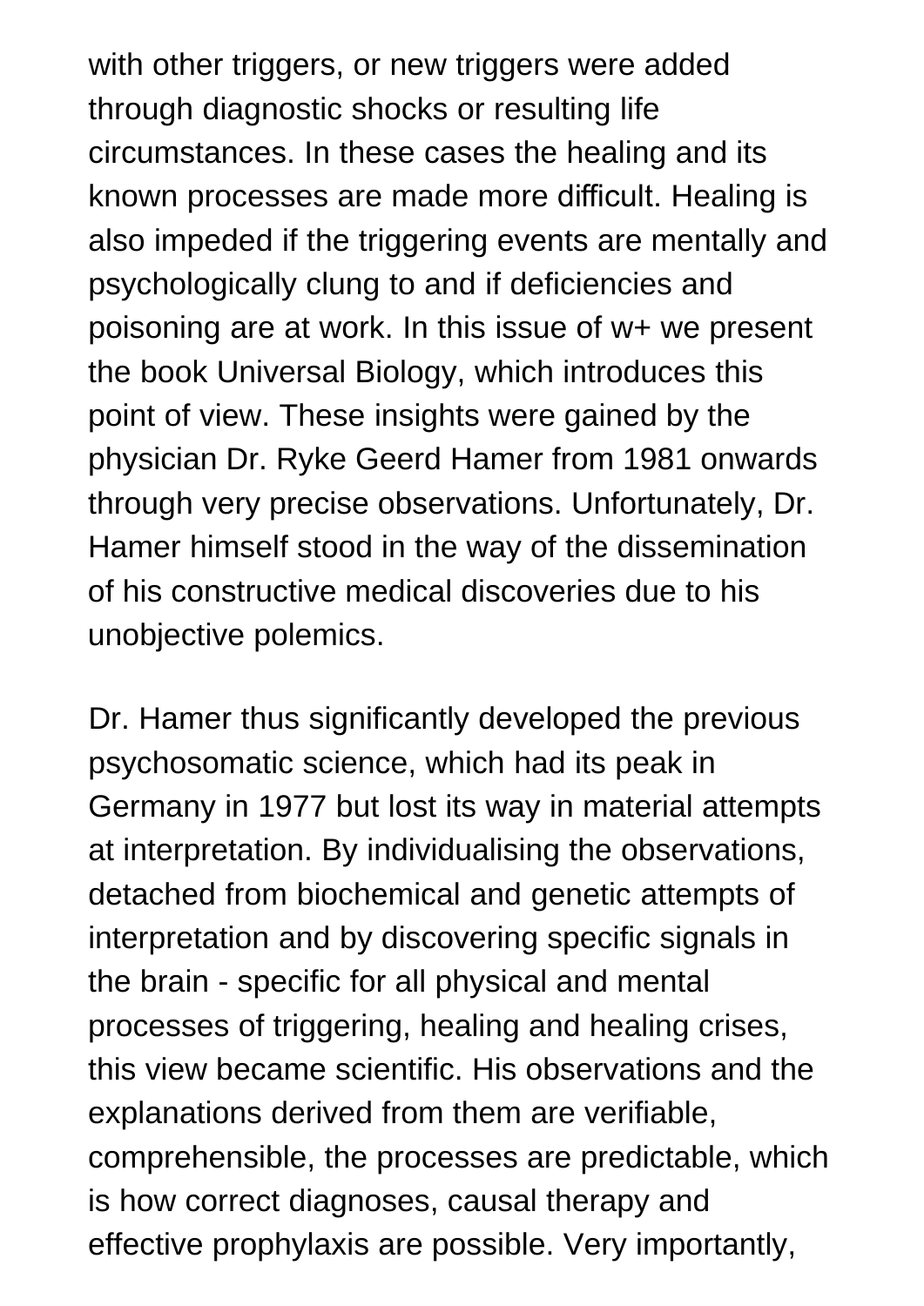with other triggers, or new triggers were added through diagnostic shocks or resulting life circumstances. In these cases the healing and its known processes are made more difficult. Healing is also impeded if the triggering events are mentally and psychologically clung to and if deficiencies and poisoning are at work. In this issue of w+ we present the book Universal Biology, which introduces this point of view. These insights were gained by the physician Dr. Ryke Geerd Hamer from 1981 onwards through very precise observations. Unfortunately, Dr. Hamer himself stood in the way of the dissemination of his constructive medical discoveries due to his unobjective polemics.

Dr. Hamer thus significantly developed the previous psychosomatic science, which had its peak in Germany in 1977 but lost its way in material attempts at interpretation. By individualising the observations, detached from biochemical and genetic attempts of interpretation and by discovering specific signals in the brain - specific for all physical and mental processes of triggering, healing and healing crises, this view became scientific. His observations and the explanations derived from them are verifiable, comprehensible, the processes are predictable, which is how correct diagnoses, causal therapy and effective prophylaxis are possible. Very importantly,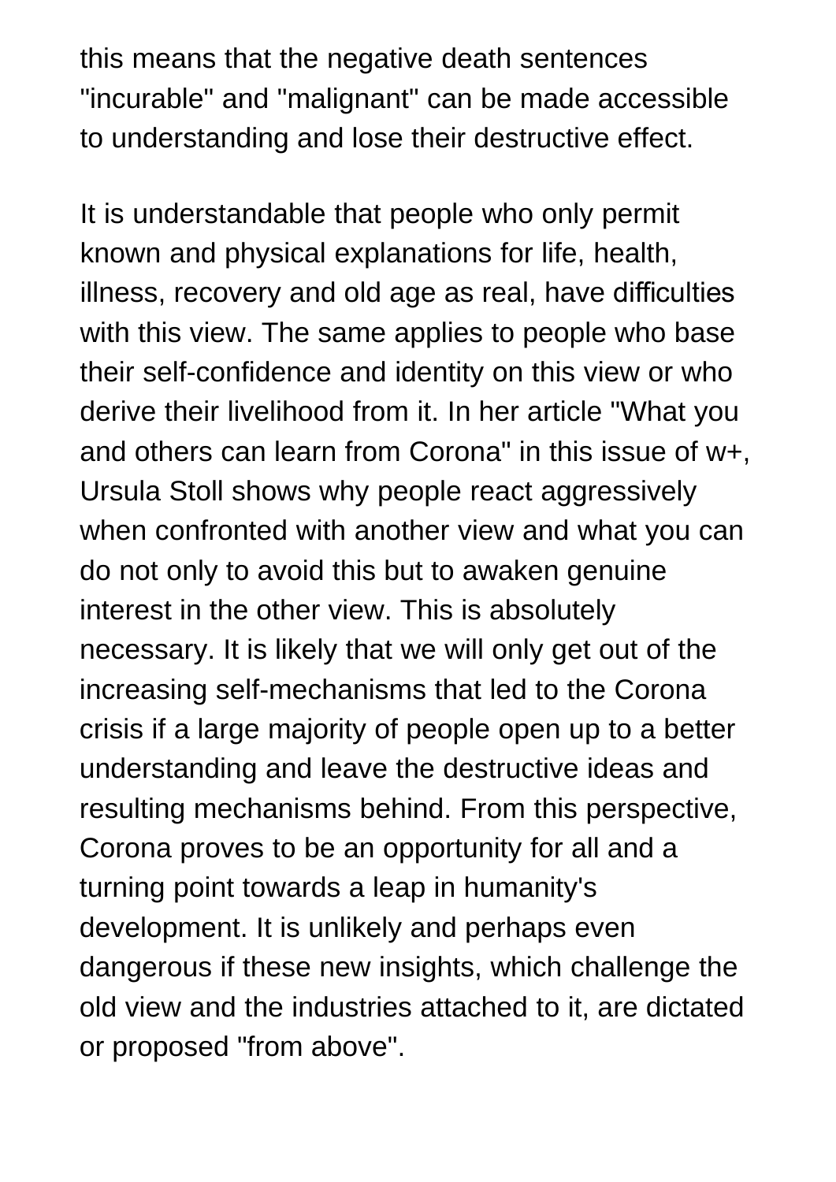this means that the negative death sentences "incurable" and "malignant" can be made accessible to understanding and lose their destructive effect.

It is understandable that people who only permit known and physical explanations for life, health, illness, recovery and old age as real, have difficulties with this view. The same applies to people who base their self-confidence and identity on this view or who derive their livelihood from it. In her article "What you and others can learn from Corona" in this issue of w+, Ursula Stoll shows why people react aggressively when confronted with another view and what you can do not only to avoid this but to awaken genuine interest in the other view. This is absolutely necessary. It is likely that we will only get out of the increasing self-mechanisms that led to the Corona crisis if a large majority of people open up to a better understanding and leave the destructive ideas and resulting mechanisms behind. From this perspective, Corona proves to be an opportunity for all and a turning point towards a leap in humanity's development. It is unlikely and perhaps even dangerous if these new insights, which challenge the old view and the industries attached to it, are dictated or proposed "from above".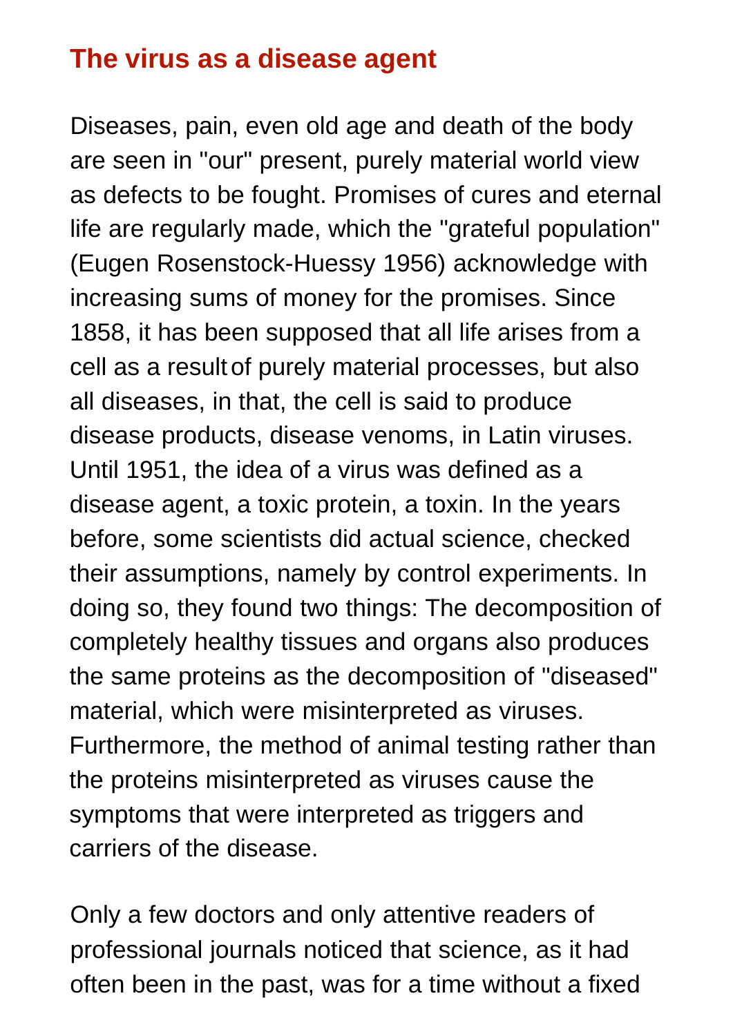## The virus as a disease agent

Diseases, pain, even old age and death of the body are seen in "our" present, purely material world view as defects to be fought. Promises of cures and eternal life are regularly made, which the "grateful population" (Eugen Rosenstock-Huessy 1956) acknowledge with increasing sums of money for the promises. Since 1858, it has been supposed that all life arises from a cell as a result of purely material processes, but also all diseases, in that, the cell is said to produce disease products, disease venoms, in Latin viruses. Until 1951, the idea of a virus was defined as a disease agent, a toxic protein, a toxin. In the years before, some scientists did actual science, checked their assumptions, namely by control experiments. In doing so, they found two things: The decomposition of completely healthy tissues and organs also produces the same proteins as the decomposition of "diseased" material, which were misinterpreted as viruses. Furthermore, the method of animal testing rather than the proteins misinterpreted as viruses cause the symptoms that were interpreted as triggers and carriers of the disease.

Only a few doctors and only attentive readers of professional journals noticed that science, as it had often been in the past, was for a time without a fixed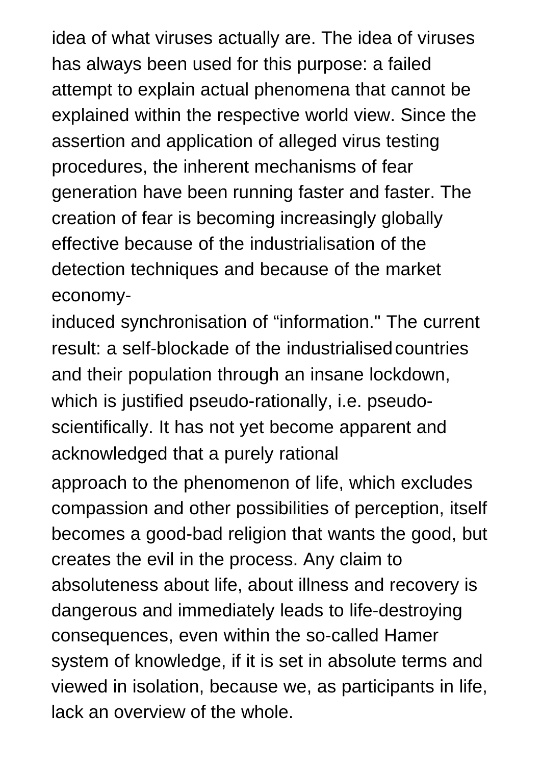idea of what viruses actually are. The idea of viruses has always been used for this purpose: a failed attempt to explain actual phenomena that cannot be explained within the respective world view. Since the assertion and application of alleged virus testing procedures, the inherent mechanisms of fear generation have been running faster and faster. The creation of fear is becoming increasingly globally effective because of the industrialisation of the detection techniques and because of the market economy-induced synchronisation of "information." The current result: a self-blockade of the industrialised countries and their population through an insane lockdown, which is justified pseudo-rationally, i.e. pseudo-scientifically. It has not yet become apparent and acknowledged that a purely rational approach to the phenomenon of life, which excludes compassion and other possibilities of perception, itself becomes a good-bad religion that wants the good, but creates the evil in the process. Any claim to absoluteness about life, about illness and recovery is dangerous and immediately leads to life-destroying consequences, even within the so-called Hamer system of knowledge, if it is set in absolute terms and viewed in isolation, because we, as participants in life, lack an overview of the whole.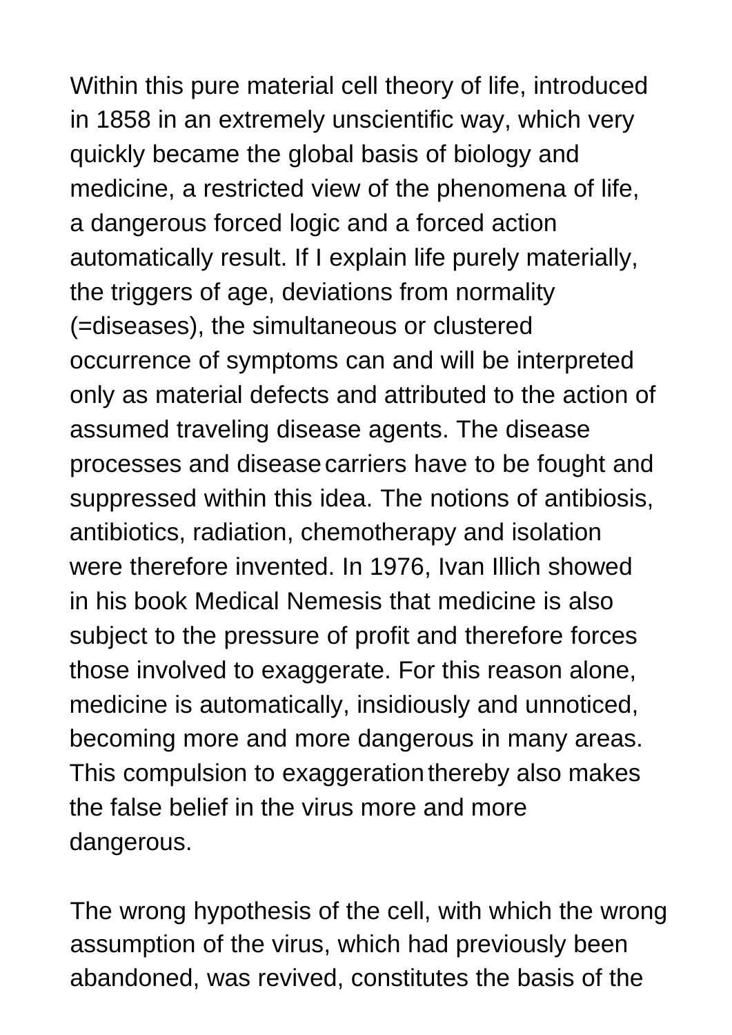Within this pure material cell theory of life, introduced in 1858 in an extremely unscientific way, which very quickly became the global basis of biology and medicine, a restricted view of the phenomena of life, a dangerous forced logic and a forced action automatically result. If I explain life purely materially, the triggers of age, deviations from normality (=diseases), the simultaneous or clustered occurrence of symptoms can and will be interpreted only as material defects and attributed to the action of assumed traveling disease agents. The disease processes and disease carriers have to be fought and suppressed within this idea. The notions of antibiosis, antibiotics, radiation, chemotherapy and isolation were therefore invented. In 1976, Ivan Illich showed in his book Medical Nemesis that medicine is also subject to the pressure of profit and therefore forces those involved to exaggerate. For this reason alone, medicine is automatically, insidiously and unnoticed, becoming more and more dangerous in many areas. This compulsion to exaggeration thereby also makes the false belief in the virus more and more dangerous.

The wrong hypothesis of the cell, with which the wrong assumption of the virus, which had previously been abandoned, was revived, constitutes the basis of the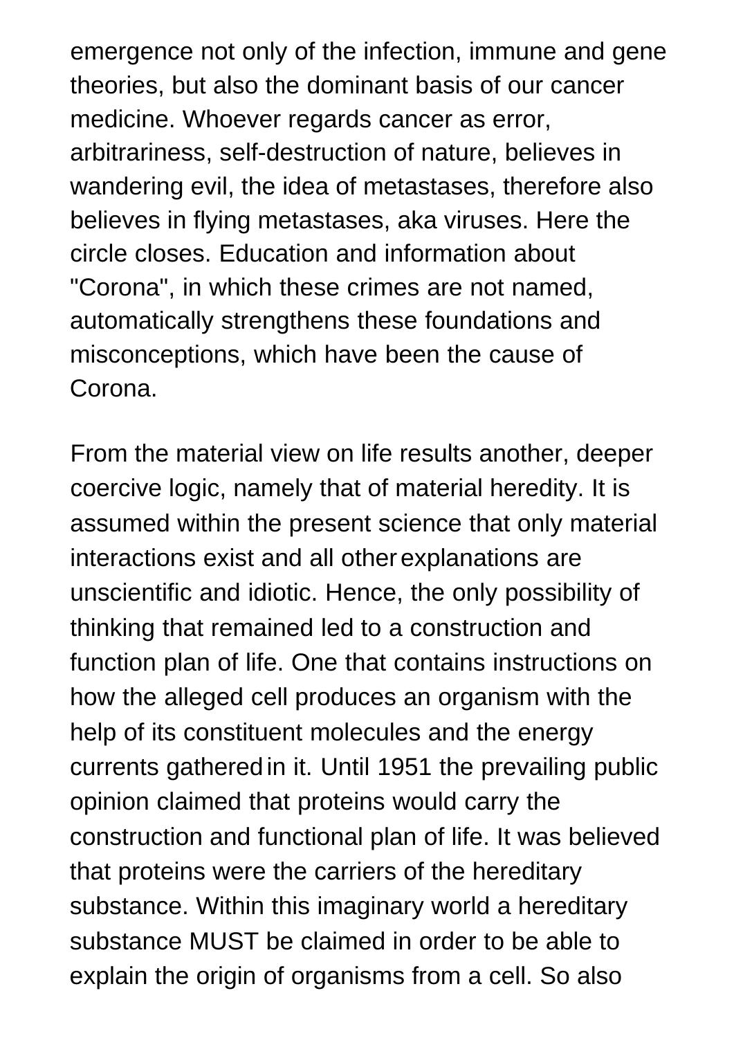emergence not only of the infection, immune and gene theories, but also the dominant basis of our cancer medicine. Whoever regards cancer as error, arbitrariness, self-destruction of nature, believes in wandering evil, the idea of metastases, therefore also believes in flying metastases, aka viruses. Here the circle closes. Education and information about "Corona", in which these crimes are not named, automatically strengthens these foundations and misconceptions, which have been the cause of Corona.

From the material view on life results another, deeper coercive logic, namely that of material heredity. It is assumed within the present science that only material interactions exist and all other explanations are unscientific and idiotic. Hence, the only possibility of thinking that remained led to a construction and function plan of life. One that contains instructions on how the alleged cell produces an organism with the help of its constituent molecules and the energy currents gathered in it. Until 1951 the prevailing public opinion claimed that proteins would carry the construction and functional plan of life. It was believed that proteins were the carriers of the hereditary substance. Within this imaginary world a hereditary substance MUST be claimed in order to be able to explain the origin of organisms from a cell. So also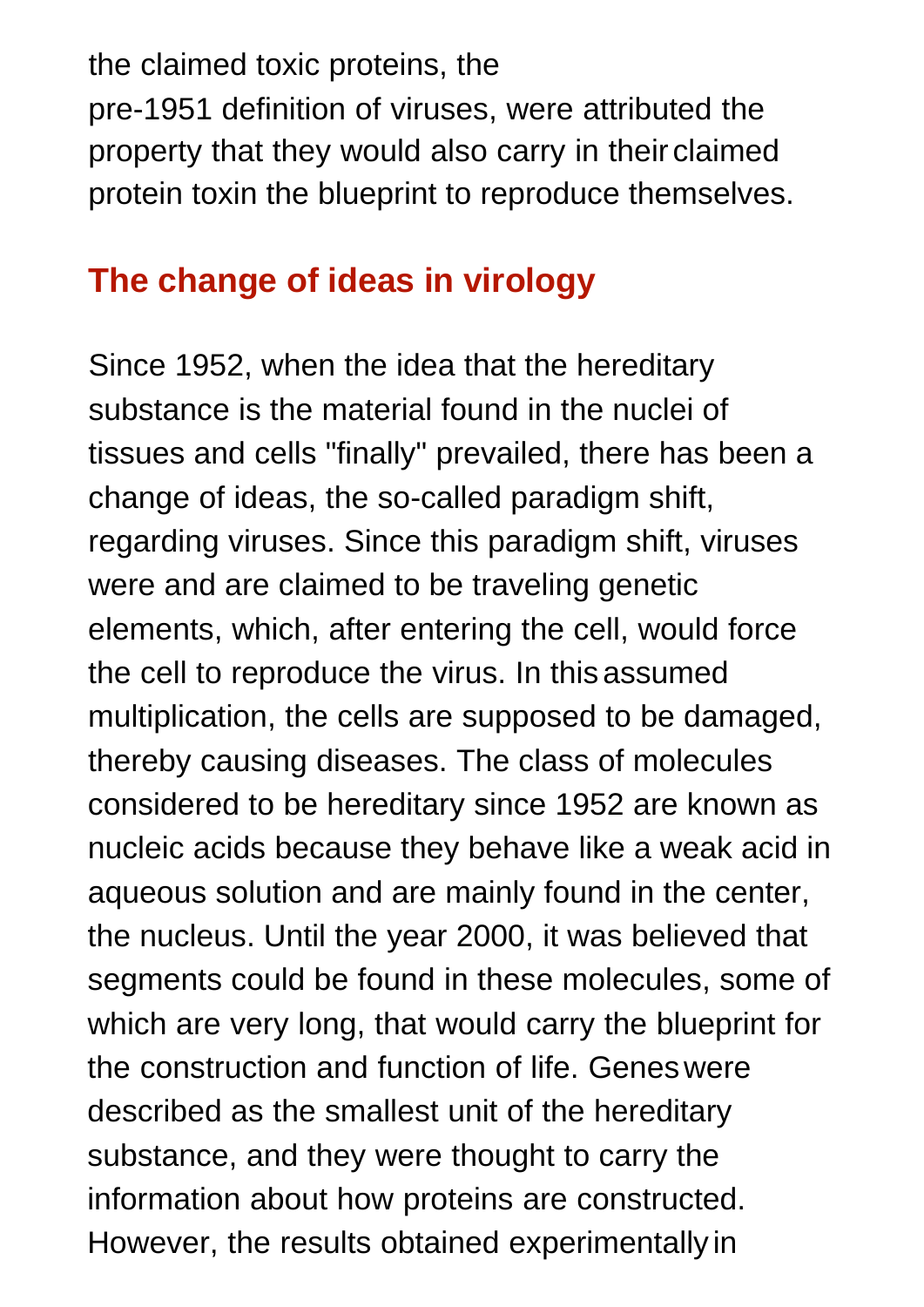the claimed toxic proteins, the pre-1951 definition of viruses, were attributed the property that they would also carry in their claimed protein toxin the blueprint to reproduce themselves.

## The change of ideas in virology

Since 1952, when the idea that the hereditary substance is the material found in the nuclei of tissues and cells "finally" prevailed, there has been a change of ideas, the so-called paradigm shift, regarding viruses. Since this paradigm shift, viruses were and are claimed to be traveling genetic elements, which, after entering the cell, would force the cell to reproduce the virus. In this assumed multiplication, the cells are supposed to be damaged, thereby causing diseases. The class of molecules considered to be hereditary since 1952 are known as nucleic acids because they behave like a weak acid in aqueous solution and are mainly found in the center, the nucleus. Until the year 2000, it was believed that segments could be found in these molecules, some of which are very long, that would carry the blueprint for the construction and function of life. Genes were described as the smallest unit of the hereditary substance, and they were thought to carry the information about how proteins are constructed. However, the results obtained experimentally in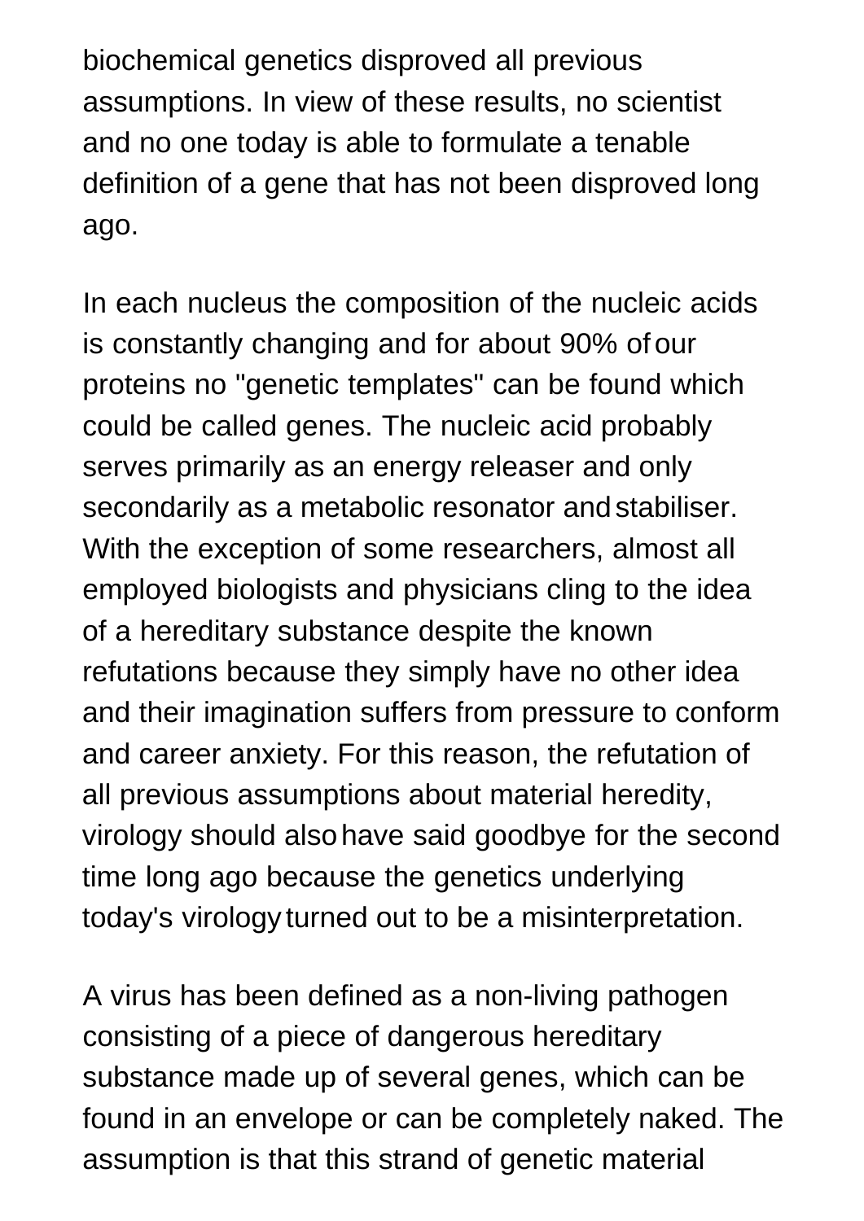biochemical genetics disproved all previous assumptions. In view of these results, no scientist and no one today is able to formulate a tenable definition of a gene that has not been disproved long ago.

In each nucleus the composition of the nucleic acids is constantly changing and for about 90% of our proteins no "genetic templates" can be found which could be called genes. The nucleic acid probably serves primarily as an energy releaser and only secondarily as a metabolic resonator and stabiliser. With the exception of some researchers, almost all employed biologists and physicians cling to the idea of a hereditary substance despite the known refutations because they simply have no other idea and their imagination suffers from pressure to conform and career anxiety. For this reason, the refutation of all previous assumptions about material heredity, virology should also have said goodbye for the second time long ago because the genetics underlying today's virology turned out to be a misinterpretation.

A virus has been defined as a non-living pathogen consisting of a piece of dangerous hereditary substance made up of several genes, which can be found in an envelope or can be completely naked. The assumption is that this strand of genetic material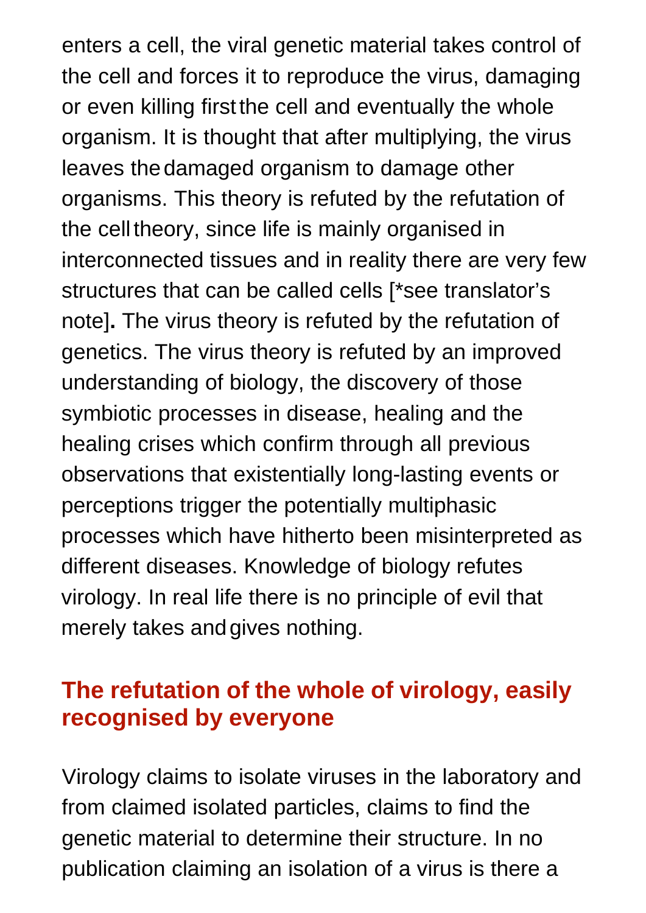enters a cell, the viral genetic material takes control of the cell and forces it to reproduce the virus, damaging or even killing first the cell and eventually the whole organism. It is thought that after multiplying, the virus leaves the damaged organism to damage other organisms. This theory is refuted by the refutation of the cell theory, since life is mainly organised in interconnected tissues and in reality there are very few structures that can be called cells [*see translator's note]**.** The virus theory is refuted by the refutation of genetics. The virus theory is refuted by an improved understanding of biology, the discovery of those symbiotic processes in disease, healing and the healing crises which confirm through all previous observations that existentially long-lasting events or perceptions trigger the potentially multiphasic processes which have hitherto been misinterpreted as different diseases. Knowledge of biology refutes virology. In real life there is no principle of evil that merely takes and gives nothing.

## The refutation of the whole of virology, easily recognised by everyone

Virology claims to isolate viruses in the laboratory and from claimed isolated particles, claims to find the genetic material to determine their structure. In no publication claiming an isolation of a virus is there a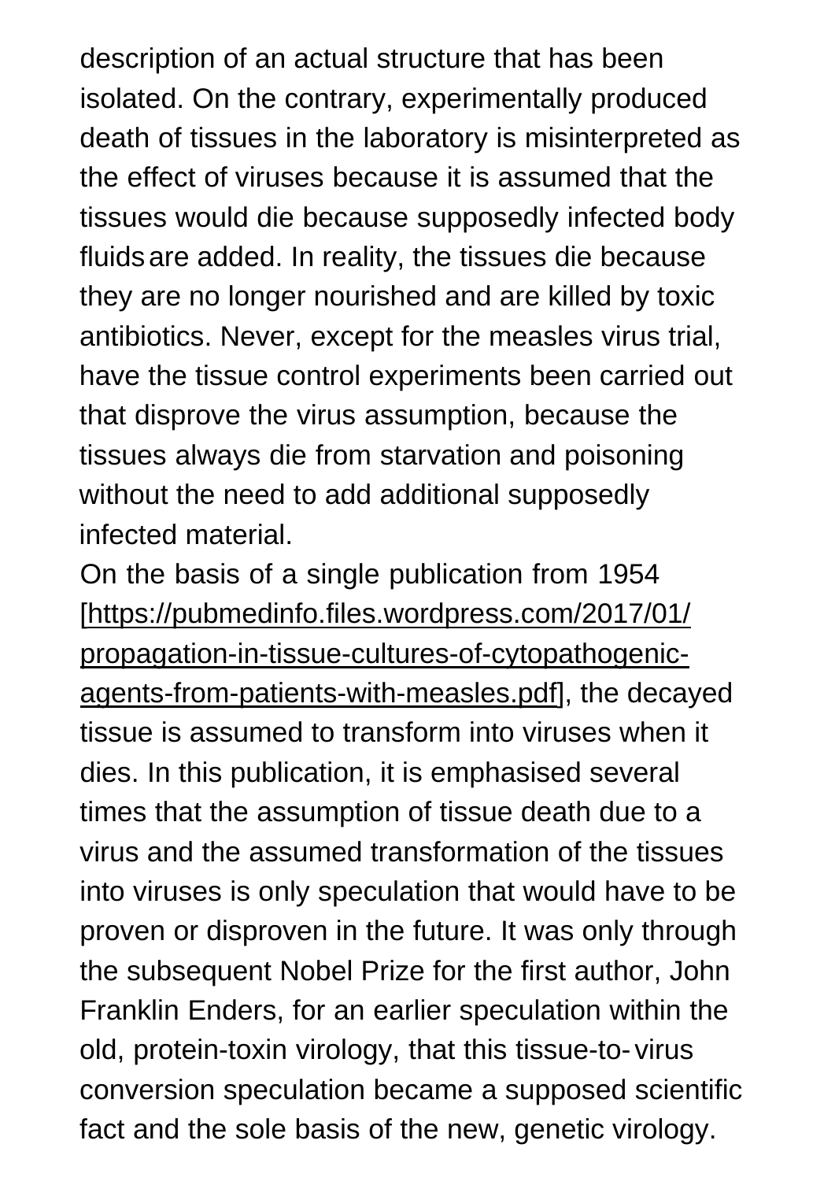description of an actual structure that has been isolated. On the contrary, experimentally produced death of tissues in the laboratory is misinterpreted as the effect of viruses because it is assumed that the tissues would die because supposedly infected body fluids are added. In reality, the tissues die because they are no longer nourished and are killed by toxic antibiotics. Never, except for the measles virus trial, have the tissue control experiments been carried out that disprove the virus assumption, because the tissues always die from starvation and poisoning without the need to add additional supposedly infected material.

On the basis of a single publication from 1954 [https://pubmedinfo.files.wordpress.com/2017/01/propagation-in-tissue-cultures-of-cytopathogenic-agents-from-patients-with-measles.pdf], the decayed tissue is assumed to transform into viruses when it dies. In this publication, it is emphasised several times that the assumption of tissue death due to a virus and the assumed transformation of the tissues into viruses is only speculation that would have to be proven or disproven in the future. It was only through the subsequent Nobel Prize for the first author, John Franklin Enders, for an earlier speculation within the old, protein-toxin virology, that this tissue-to-virus conversion speculation became a supposed scientific fact and the sole basis of the new, genetic virology.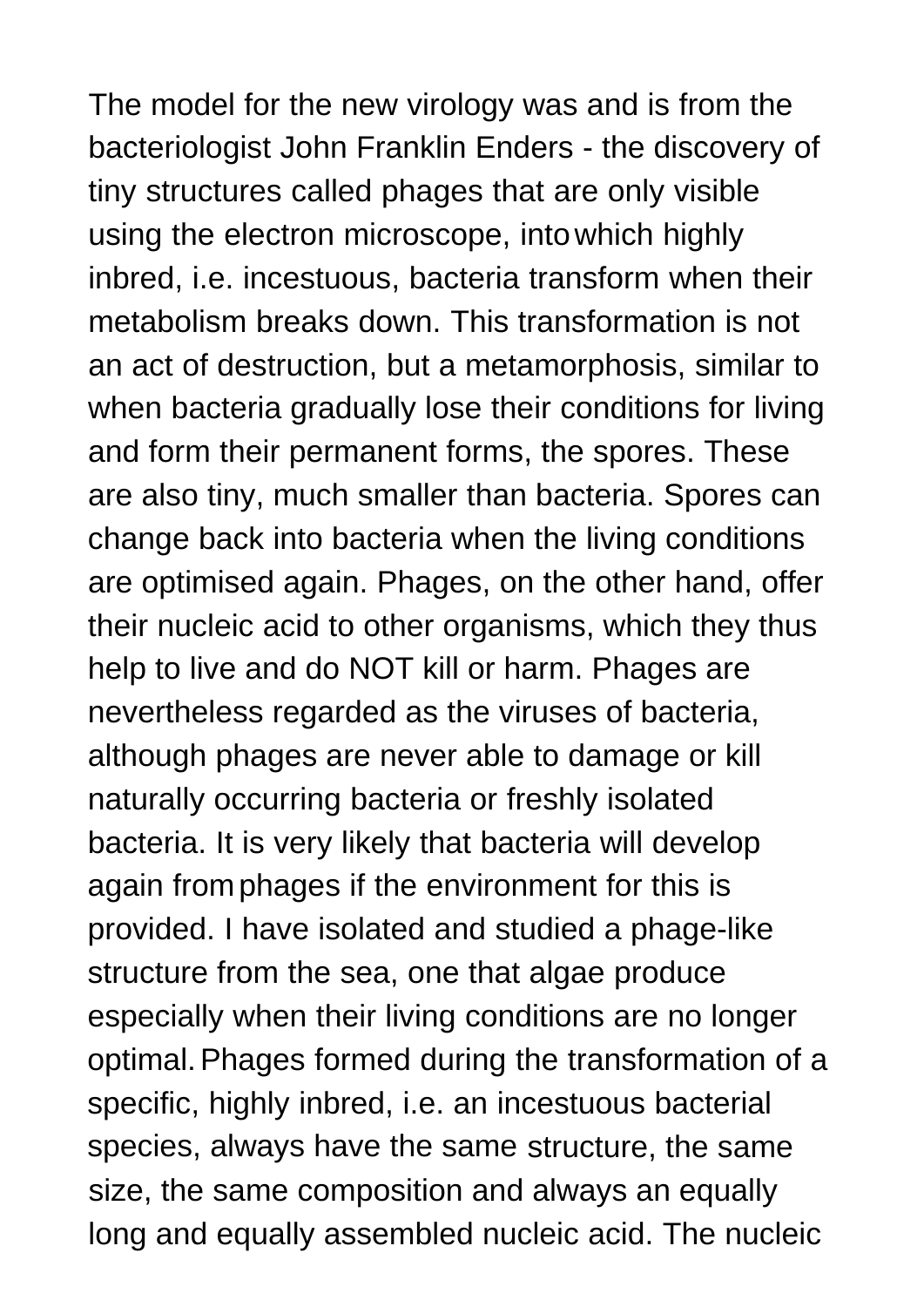The model for the new virology was and is from the bacteriologist John Franklin Enders - the discovery of tiny structures called phages that are only visible using the electron microscope, into which highly inbred, i.e. incestuous, bacteria transform when their metabolism breaks down. This transformation is not an act of destruction, but a metamorphosis, similar to when bacteria gradually lose their conditions for living and form their permanent forms, the spores. These are also tiny, much smaller than bacteria. Spores can change back into bacteria when the living conditions are optimised again. Phages, on the other hand, offer their nucleic acid to other organisms, which they thus help to live and do NOT kill or harm. Phages are nevertheless regarded as the viruses of bacteria, although phages are never able to damage or kill naturally occurring bacteria or freshly isolated bacteria. It is very likely that bacteria will develop again from phages if the environment for this is provided. I have isolated and studied a phage-like structure from the sea, one that algae produce especially when their living conditions are no longer optimal. Phages formed during the transformation of a specific, highly inbred, i.e. an incestuous bacterial species, always have the same structure, the same size, the same composition and always an equally long and equally assembled nucleic acid. The nucleic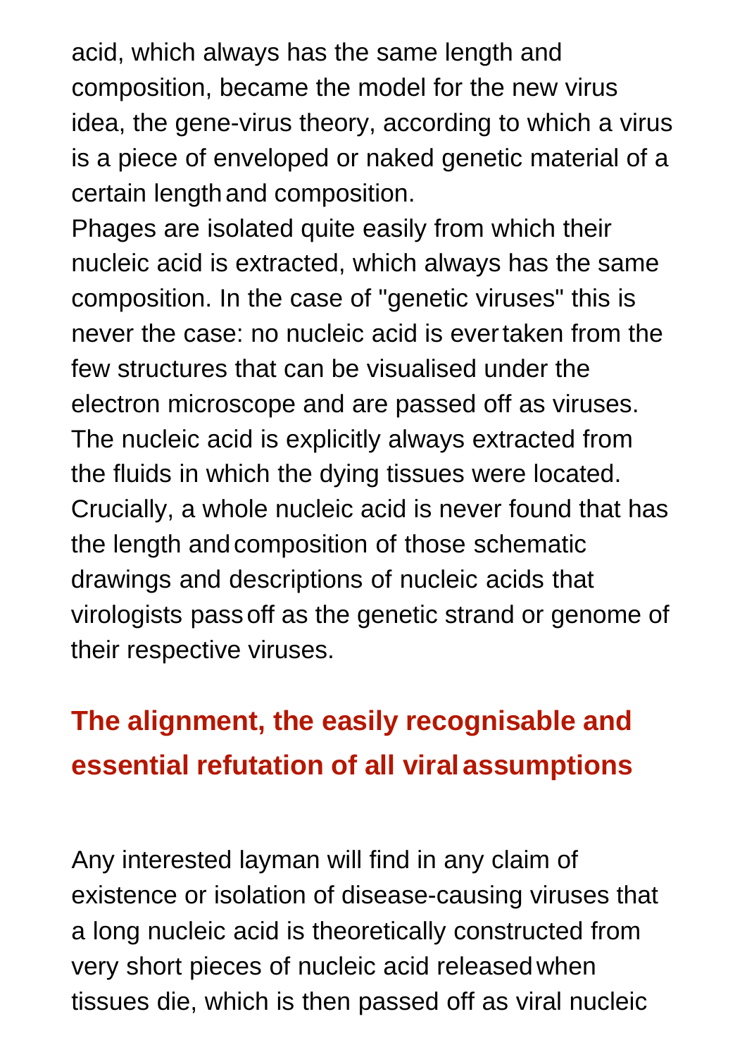acid, which always has the same length and composition, became the model for the new virus idea, the gene-virus theory, according to which a virus is a piece of enveloped or naked genetic material of a certain length and composition.

Phages are isolated quite easily from which their nucleic acid is extracted, which always has the same composition. In the case of "genetic viruses" this is never the case: no nucleic acid is ever taken from the few structures that can be visualised under the electron microscope and are passed off as viruses. The nucleic acid is explicitly always extracted from the fluids in which the dying tissues were located. Crucially, a whole nucleic acid is never found that has the length and composition of those schematic drawings and descriptions of nucleic acids that virologists pass off as the genetic strand or genome of their respective viruses.

## The alignment, the easily recognisable and essential refutation of all viral assumptions

Any interested layman will find in any claim of existence or isolation of disease-causing viruses that a long nucleic acid is theoretically constructed from very short pieces of nucleic acid released when tissues die, which is then passed off as viral nucleic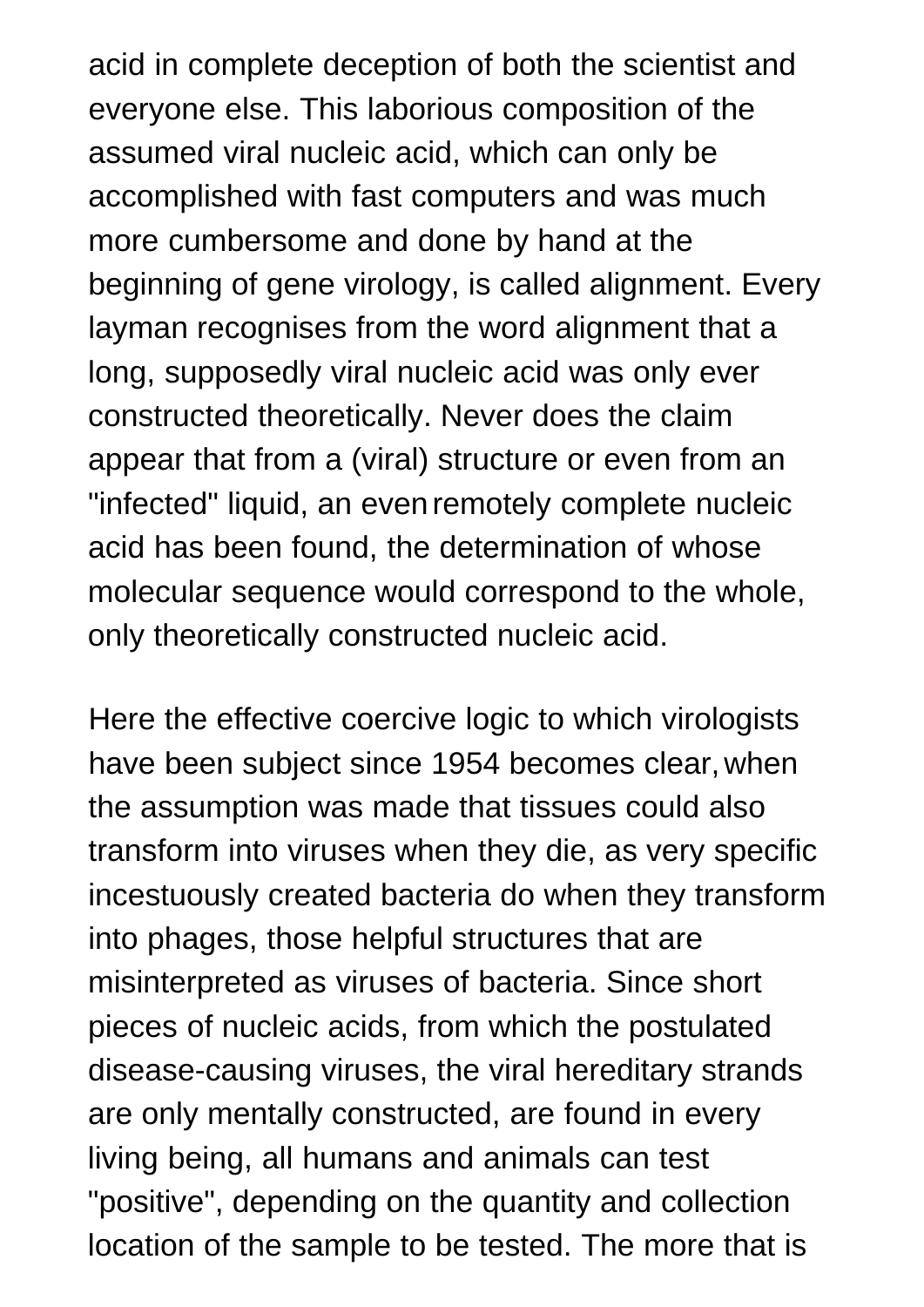acid in complete deception of both the scientist and everyone else. This laborious composition of the assumed viral nucleic acid, which can only be accomplished with fast computers and was much more cumbersome and done by hand at the beginning of gene virology, is called alignment. Every layman recognises from the word alignment that a long, supposedly viral nucleic acid was only ever constructed theoretically. Never does the claim appear that from a (viral) structure or even from an "infected" liquid, an even remotely complete nucleic acid has been found, the determination of whose molecular sequence would correspond to the whole, only theoretically constructed nucleic acid.

Here the effective coercive logic to which virologists have been subject since 1954 becomes clear, when the assumption was made that tissues could also transform into viruses when they die, as very specific incestuously created bacteria do when they transform into phages, those helpful structures that are misinterpreted as viruses of bacteria. Since short pieces of nucleic acids, from which the postulated disease-causing viruses, the viral hereditary strands are only mentally constructed, are found in every living being, all humans and animals can test "positive", depending on the quantity and collection location of the sample to be tested. The more that is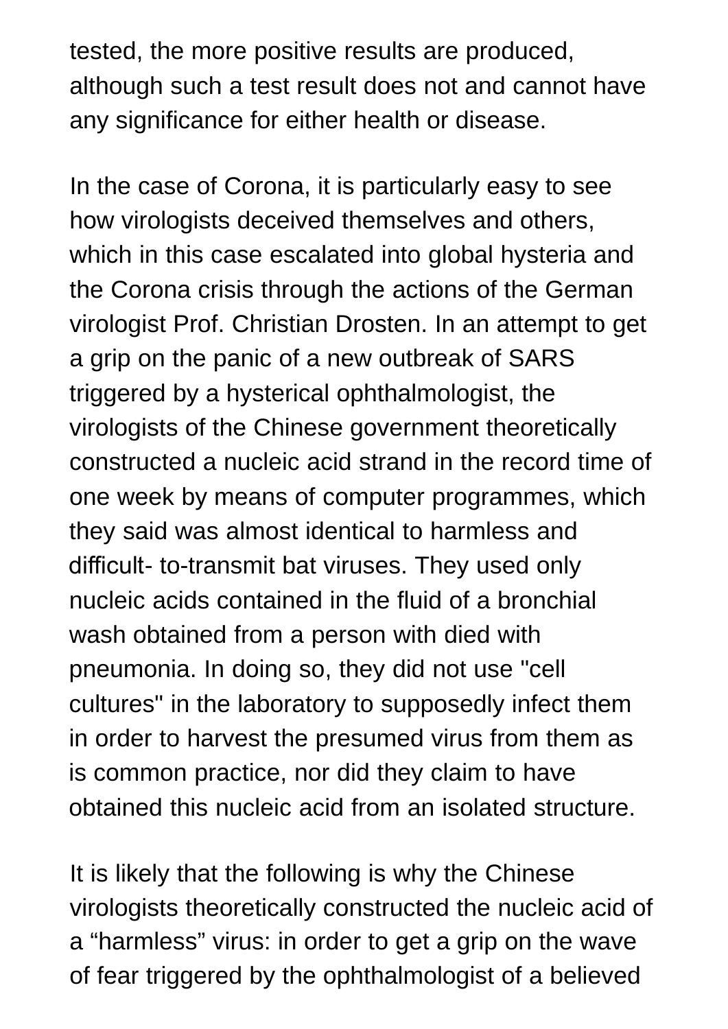tested, the more positive results are produced, although such a test result does not and cannot have any significance for either health or disease.

In the case of Corona, it is particularly easy to see how virologists deceived themselves and others, which in this case escalated into global hysteria and the Corona crisis through the actions of the German virologist Prof. Christian Drosten. In an attempt to get a grip on the panic of a new outbreak of SARS triggered by a hysterical ophthalmologist, the virologists of the Chinese government theoretically constructed a nucleic acid strand in the record time of one week by means of computer programmes, which they said was almost identical to harmless and difficult- to-transmit bat viruses. They used only nucleic acids contained in the fluid of a bronchial wash obtained from a person with died with pneumonia. In doing so, they did not use "cell cultures" in the laboratory to supposedly infect them in order to harvest the presumed virus from them as is common practice, nor did they claim to have obtained this nucleic acid from an isolated structure.

It is likely that the following is why the Chinese virologists theoretically constructed the nucleic acid of a “harmless” virus: in order to get a grip on the wave of fear triggered by the ophthalmologist of a believed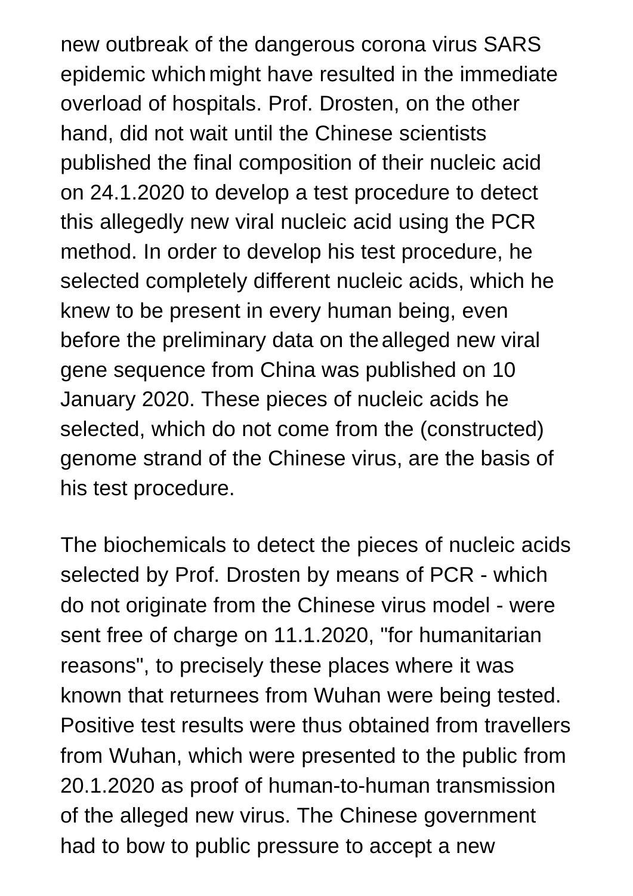new outbreak of the dangerous corona virus SARS epidemic which might have resulted in the immediate overload of hospitals. Prof. Drosten, on the other hand, did not wait until the Chinese scientists published the final composition of their nucleic acid on 24.1.2020 to develop a test procedure to detect this allegedly new viral nucleic acid using the PCR method. In order to develop his test procedure, he selected completely different nucleic acids, which he knew to be present in every human being, even before the preliminary data on the alleged new viral gene sequence from China was published on 10 January 2020. These pieces of nucleic acids he selected, which do not come from the (constructed) genome strand of the Chinese virus, are the basis of his test procedure.

The biochemicals to detect the pieces of nucleic acids selected by Prof. Drosten by means of PCR - which do not originate from the Chinese virus model - were sent free of charge on 11.1.2020, "for humanitarian reasons", to precisely these places where it was known that returnees from Wuhan were being tested. Positive test results were thus obtained from travellers from Wuhan, which were presented to the public from 20.1.2020 as proof of human-to-human transmission of the alleged new virus. The Chinese government had to bow to public pressure to accept a new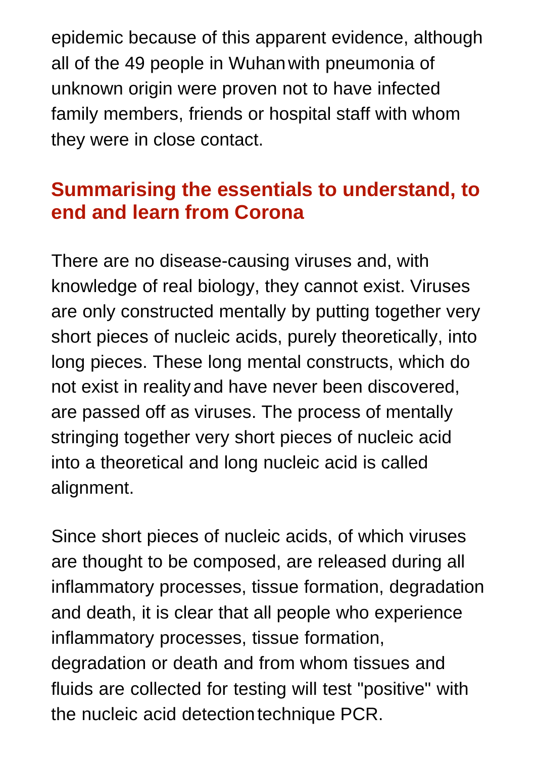epidemic because of this apparent evidence, although all of the 49 people in Wuhan with pneumonia of unknown origin were proven not to have infected family members, friends or hospital staff with whom they were in close contact.

## Summarising the essentials to understand, to end and learn from Corona

There are no disease-causing viruses and, with knowledge of real biology, they cannot exist. Viruses are only constructed mentally by putting together very short pieces of nucleic acids, purely theoretically, into long pieces. These long mental constructs, which do not exist in reality and have never been discovered, are passed off as viruses. The process of mentally stringing together very short pieces of nucleic acid into a theoretical and long nucleic acid is called alignment.

Since short pieces of nucleic acids, of which viruses are thought to be composed, are released during all inflammatory processes, tissue formation, degradation and death, it is clear that all people who experience inflammatory processes, tissue formation, degradation or death and from whom tissues and fluids are collected for testing will test "positive" with the nucleic acid detection technique PCR.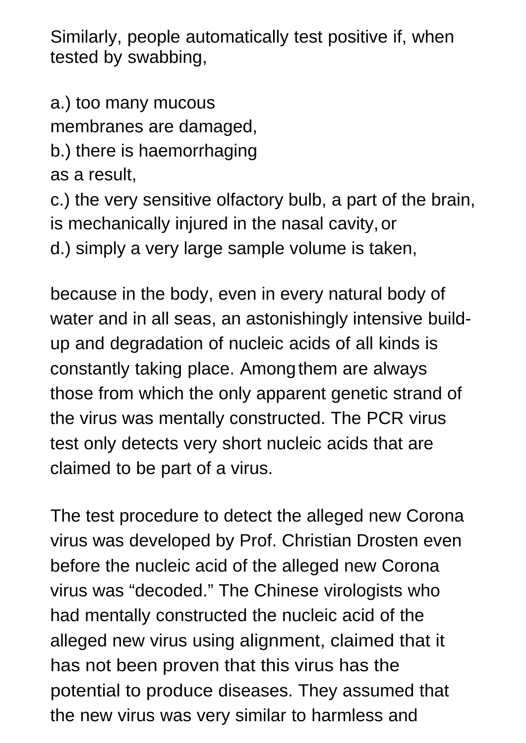Similarly, people automatically test positive if, when tested by swabbing,

a.) too many mucous membranes are damaged,
b.) there is haemorrhaging as a result,
c.) the very sensitive olfactory bulb, a part of the brain, is mechanically injured in the nasal cavity, or
d.) simply a very large sample volume is taken,

because in the body, even in every natural body of water and in all seas, an astonishingly intensive build-up and degradation of nucleic acids of all kinds is constantly taking place. Among them are always those from which the only apparent genetic strand of the virus was mentally constructed. The PCR virus test only detects very short nucleic acids that are claimed to be part of a virus.

The test procedure to detect the alleged new Corona virus was developed by Prof. Christian Drosten even before the nucleic acid of the alleged new Corona virus was "decoded." The Chinese virologists who had mentally constructed the nucleic acid of the alleged new virus using alignment, claimed that it has not been proven that this virus has the potential to produce diseases. They assumed that the new virus was very similar to harmless and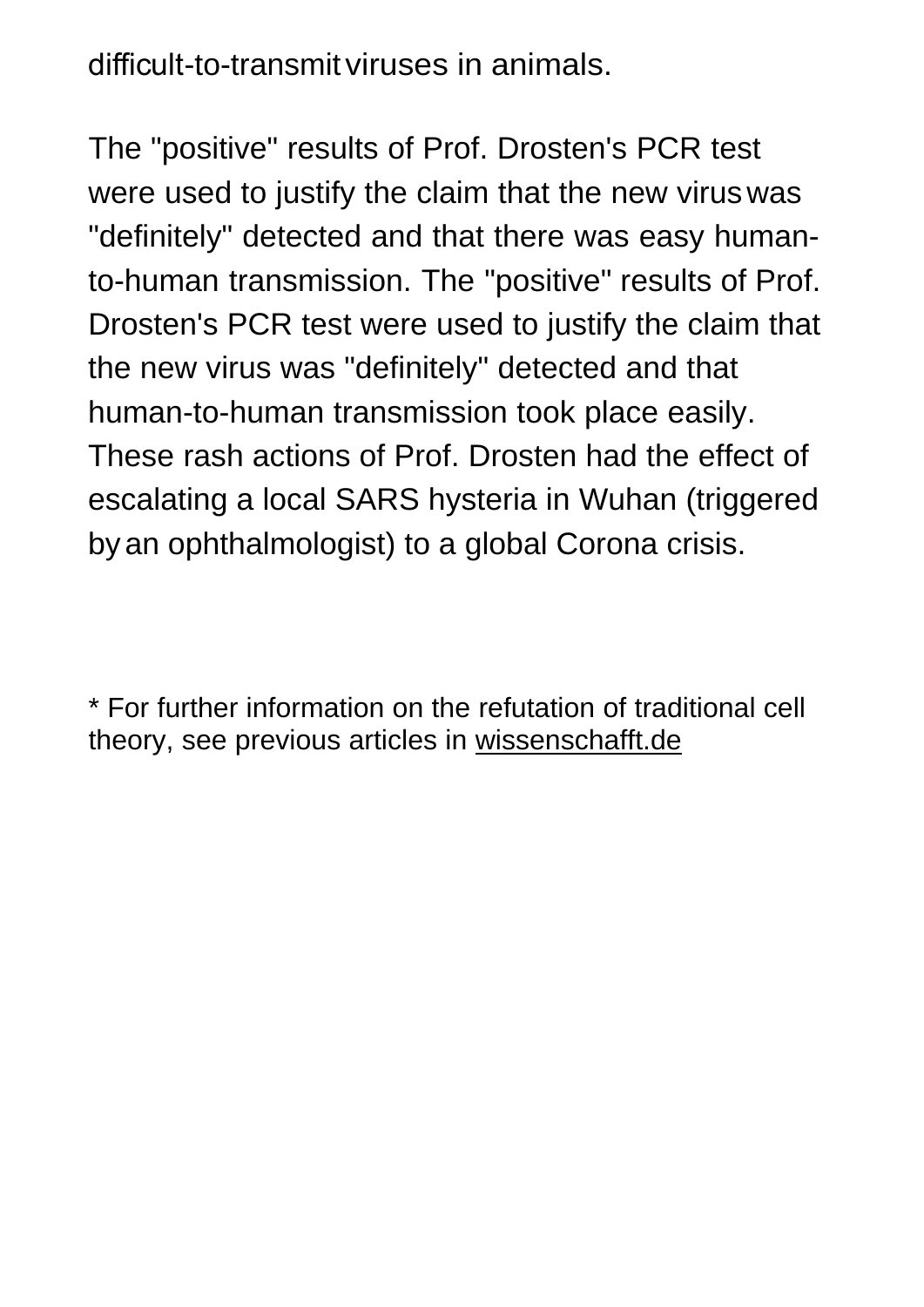difficult-to-transmit viruses in animals.

The "positive" results of Prof. Drosten's PCR test were used to justify the claim that the new virus was "definitely" detected and that there was easy human-to-human transmission. The "positive" results of Prof. Drosten's PCR test were used to justify the claim that the new virus was "definitely" detected and that human-to-human transmission took place easily. These rash actions of Prof. Drosten had the effect of escalating a local SARS hysteria in Wuhan (triggered by an ophthalmologist) to a global Corona crisis.

* For further information on the refutation of traditional cell theory, see previous articles in wissenschafft.de